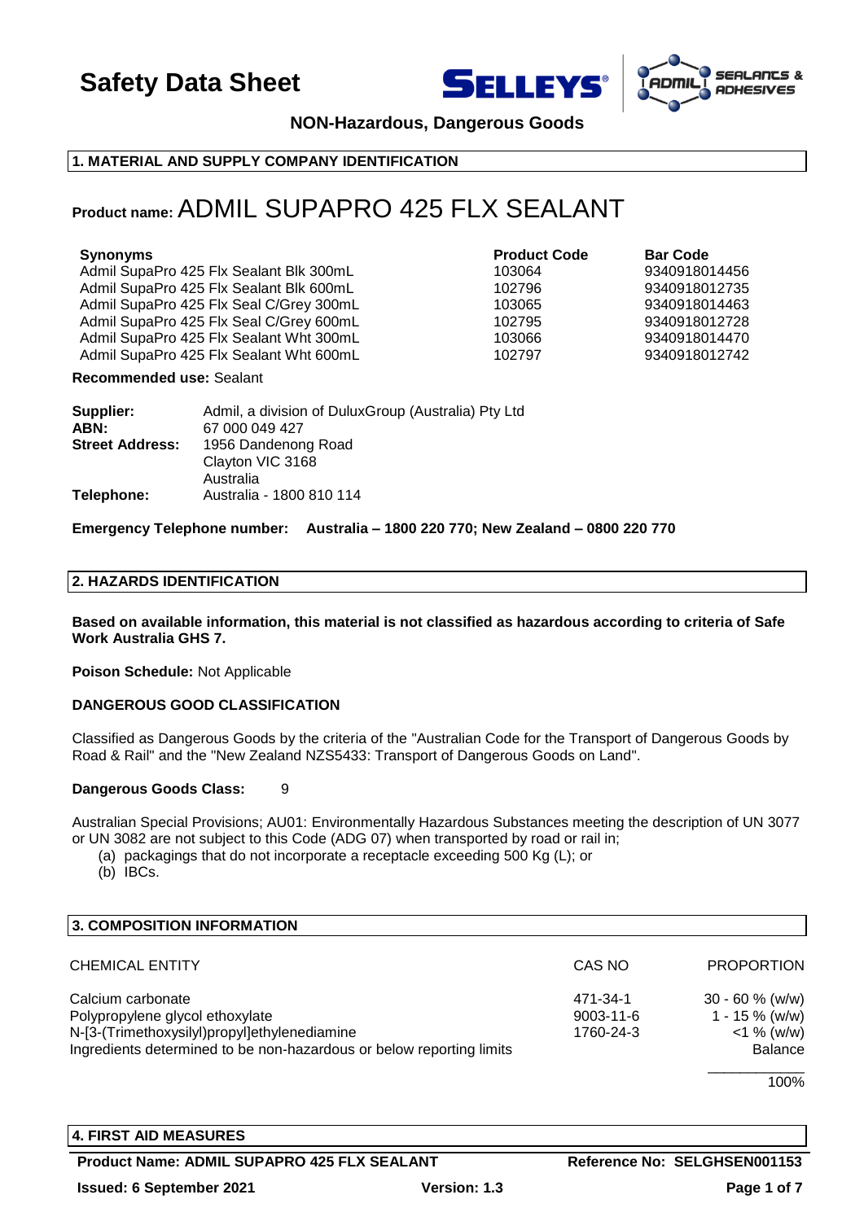# Safety Data Sheet

**NON-Hazardous, Dangerous Goods**

## 1. MATERIAL AND SUPPLY COMPANY IDENTIFICATION

**Product name:** ADMIL SUPAPRO 425 FLX SEALANT

| Synonyms | Product Code | Bar Code |
|---|---|---|
| Admil SupaPro 425 Flx Sealant Blk 300mL | 103064 | 9340918014456 |
| Admil SupaPro 425 Flx Sealant Blk 600mL | 102796 | 9340918012735 |
| Admil SupaPro 425 Flx Seal C/Grey 300mL | 103065 | 9340918014463 |
| Admil SupaPro 425 Flx Seal C/Grey 600mL | 102795 | 9340918012728 |
| Admil SupaPro 425 Flx Sealant Wht 300mL | 103066 | 9340918014470 |
| Admil SupaPro 425 Flx Sealant Wht 600mL | 102797 | 9340918012742 |

**Recommended use:** Sealant

**Supplier:** Admil, a division of DuluxGroup (Australia) Pty Ltd
**ABN:** 67 000 049 427
**Street Address:** 1956 Dandenong Road
Clayton VIC 3168
Australia
**Telephone:** Australia - 1800 810 114

**Emergency Telephone number: Australia – 1800 220 770; New Zealand – 0800 220 770**

## 2. HAZARDS IDENTIFICATION

**Based on available information, this material is not classified as hazardous according to criteria of Safe Work Australia GHS 7.**

**Poison Schedule:** Not Applicable

**DANGEROUS GOOD CLASSIFICATION**

Classified as Dangerous Goods by the criteria of the "Australian Code for the Transport of Dangerous Goods by Road & Rail" and the "New Zealand NZS5433: Transport of Dangerous Goods on Land".

**Dangerous Goods Class:** 9

Australian Special Provisions; AU01: Environmentally Hazardous Substances meeting the description of UN 3077 or UN 3082 are not subject to this Code (ADG 07) when transported by road or rail in;

(a) packagings that do not incorporate a receptacle exceeding 500 Kg (L); or
(b) IBCs.

## 3. COMPOSITION INFORMATION

| CHEMICAL ENTITY | CAS NO | PROPORTION |
|---|---|---|
| Calcium carbonate | 471-34-1 | 30 - 60 % (w/w) |
| Polypropylene glycol ethoxylate | 9003-11-6 | 1 - 15 % (w/w) |
| N-[3-(Trimethoxysilyl)propyl]ethylenediamine | 1760-24-3 | <1 % (w/w) |
| Ingredients determined to be non-hazardous or below reporting limits | | Balance |
| | | 100% |

## 4. FIRST AID MEASURES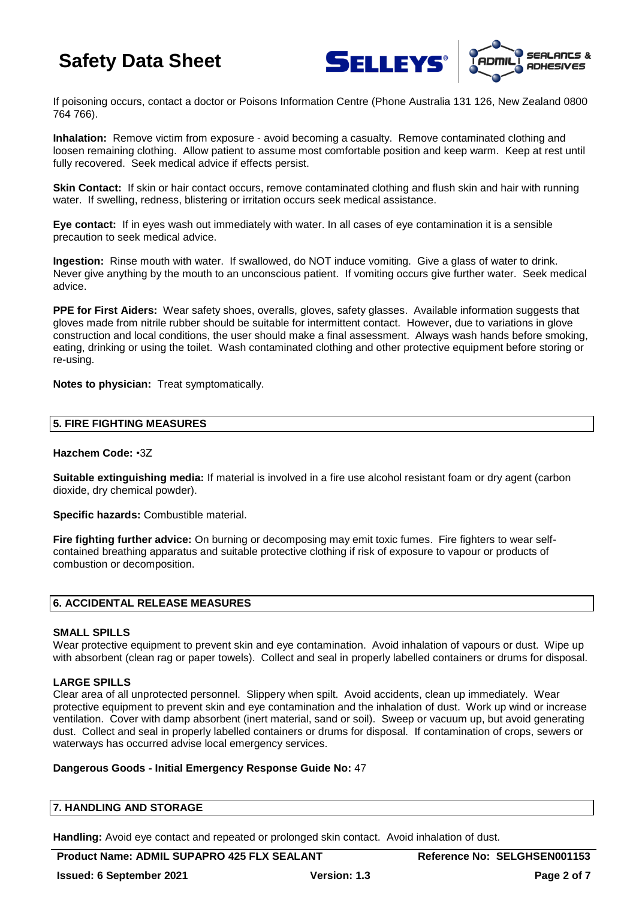If poisoning occurs, contact a doctor or Poisons Information Centre (Phone Australia 131 126, New Zealand 0800 764 766).

**Inhalation:** Remove victim from exposure - avoid becoming a casualty. Remove contaminated clothing and loosen remaining clothing. Allow patient to assume most comfortable position and keep warm. Keep at rest until fully recovered. Seek medical advice if effects persist.

**Skin Contact:** If skin or hair contact occurs, remove contaminated clothing and flush skin and hair with running water. If swelling, redness, blistering or irritation occurs seek medical assistance.

**Eye contact:** If in eyes wash out immediately with water. In all cases of eye contamination it is a sensible precaution to seek medical advice.

**Ingestion:** Rinse mouth with water. If swallowed, do NOT induce vomiting. Give a glass of water to drink. Never give anything by the mouth to an unconscious patient. If vomiting occurs give further water. Seek medical advice.

**PPE for First Aiders:** Wear safety shoes, overalls, gloves, safety glasses. Available information suggests that gloves made from nitrile rubber should be suitable for intermittent contact. However, due to variations in glove construction and local conditions, the user should make a final assessment. Always wash hands before smoking, eating, drinking or using the toilet. Wash contaminated clothing and other protective equipment before storing or re-using.

**Notes to physician:** Treat symptomatically.

## 5. FIRE FIGHTING MEASURES

**Hazchem Code:** •3Z

**Suitable extinguishing media:** If material is involved in a fire use alcohol resistant foam or dry agent (carbon dioxide, dry chemical powder).

**Specific hazards:** Combustible material.

**Fire fighting further advice:** On burning or decomposing may emit toxic fumes. Fire fighters to wear self-contained breathing apparatus and suitable protective clothing if risk of exposure to vapour or products of combustion or decomposition.

## 6. ACCIDENTAL RELEASE MEASURES

### SMALL SPILLS

Wear protective equipment to prevent skin and eye contamination. Avoid inhalation of vapours or dust. Wipe up with absorbent (clean rag or paper towels). Collect and seal in properly labelled containers or drums for disposal.

### LARGE SPILLS

Clear area of all unprotected personnel. Slippery when spilt. Avoid accidents, clean up immediately. Wear protective equipment to prevent skin and eye contamination and the inhalation of dust. Work up wind or increase ventilation. Cover with damp absorbent (inert material, sand or soil). Sweep or vacuum up, but avoid generating dust. Collect and seal in properly labelled containers or drums for disposal. If contamination of crops, sewers or waterways has occurred advise local emergency services.

**Dangerous Goods - Initial Emergency Response Guide No:** 47

## 7. HANDLING AND STORAGE

**Handling:** Avoid eye contact and repeated or prolonged skin contact. Avoid inhalation of dust.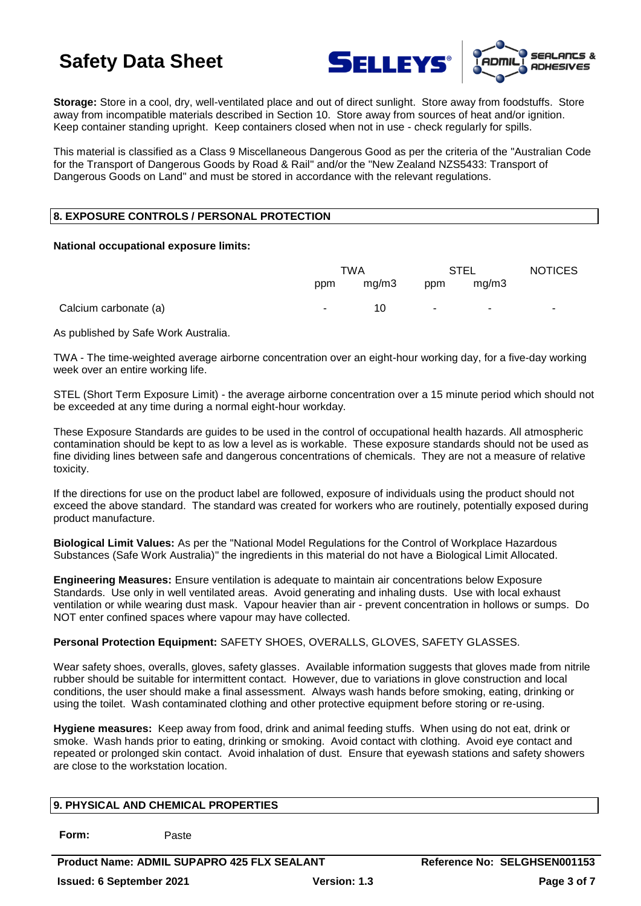**Storage:** Store in a cool, dry, well-ventilated place and out of direct sunlight. Store away from foodstuffs. Store away from incompatible materials described in Section 10. Store away from sources of heat and/or ignition. Keep container standing upright. Keep containers closed when not in use - check regularly for spills.

This material is classified as a Class 9 Miscellaneous Dangerous Good as per the criteria of the "Australian Code for the Transport of Dangerous Goods by Road & Rail" and/or the "New Zealand NZS5433: Transport of Dangerous Goods on Land" and must be stored in accordance with the relevant regulations.

## 8. EXPOSURE CONTROLS / PERSONAL PROTECTION

**National occupational exposure limits:**

| | TWA | | STEL | | NOTICES |
|---|---|---|---|---|---|
| | ppm | mg/m3 | ppm | mg/m3 | |
| Calcium carbonate (a) | - | 10 | - | - | - |

As published by Safe Work Australia.

TWA - The time-weighted average airborne concentration over an eight-hour working day, for a five-day working week over an entire working life.

STEL (Short Term Exposure Limit) - the average airborne concentration over a 15 minute period which should not be exceeded at any time during a normal eight-hour workday.

These Exposure Standards are guides to be used in the control of occupational health hazards. All atmospheric contamination should be kept to as low a level as is workable. These exposure standards should not be used as fine dividing lines between safe and dangerous concentrations of chemicals. They are not a measure of relative toxicity.

If the directions for use on the product label are followed, exposure of individuals using the product should not exceed the above standard. The standard was created for workers who are routinely, potentially exposed during product manufacture.

**Biological Limit Values:** As per the "National Model Regulations for the Control of Workplace Hazardous Substances (Safe Work Australia)" the ingredients in this material do not have a Biological Limit Allocated.

**Engineering Measures:** Ensure ventilation is adequate to maintain air concentrations below Exposure Standards. Use only in well ventilated areas. Avoid generating and inhaling dusts. Use with local exhaust ventilation or while wearing dust mask. Vapour heavier than air - prevent concentration in hollows or sumps. Do NOT enter confined spaces where vapour may have collected.

**Personal Protection Equipment:** SAFETY SHOES, OVERALLS, GLOVES, SAFETY GLASSES.

Wear safety shoes, overalls, gloves, safety glasses. Available information suggests that gloves made from nitrile rubber should be suitable for intermittent contact. However, due to variations in glove construction and local conditions, the user should make a final assessment. Always wash hands before smoking, eating, drinking or using the toilet. Wash contaminated clothing and other protective equipment before storing or re-using.

**Hygiene measures:** Keep away from food, drink and animal feeding stuffs. When using do not eat, drink or smoke. Wash hands prior to eating, drinking or smoking. Avoid contact with clothing. Avoid eye contact and repeated or prolonged skin contact. Avoid inhalation of dust. Ensure that eyewash stations and safety showers are close to the workstation location.

## 9. PHYSICAL AND CHEMICAL PROPERTIES

**Form:** Paste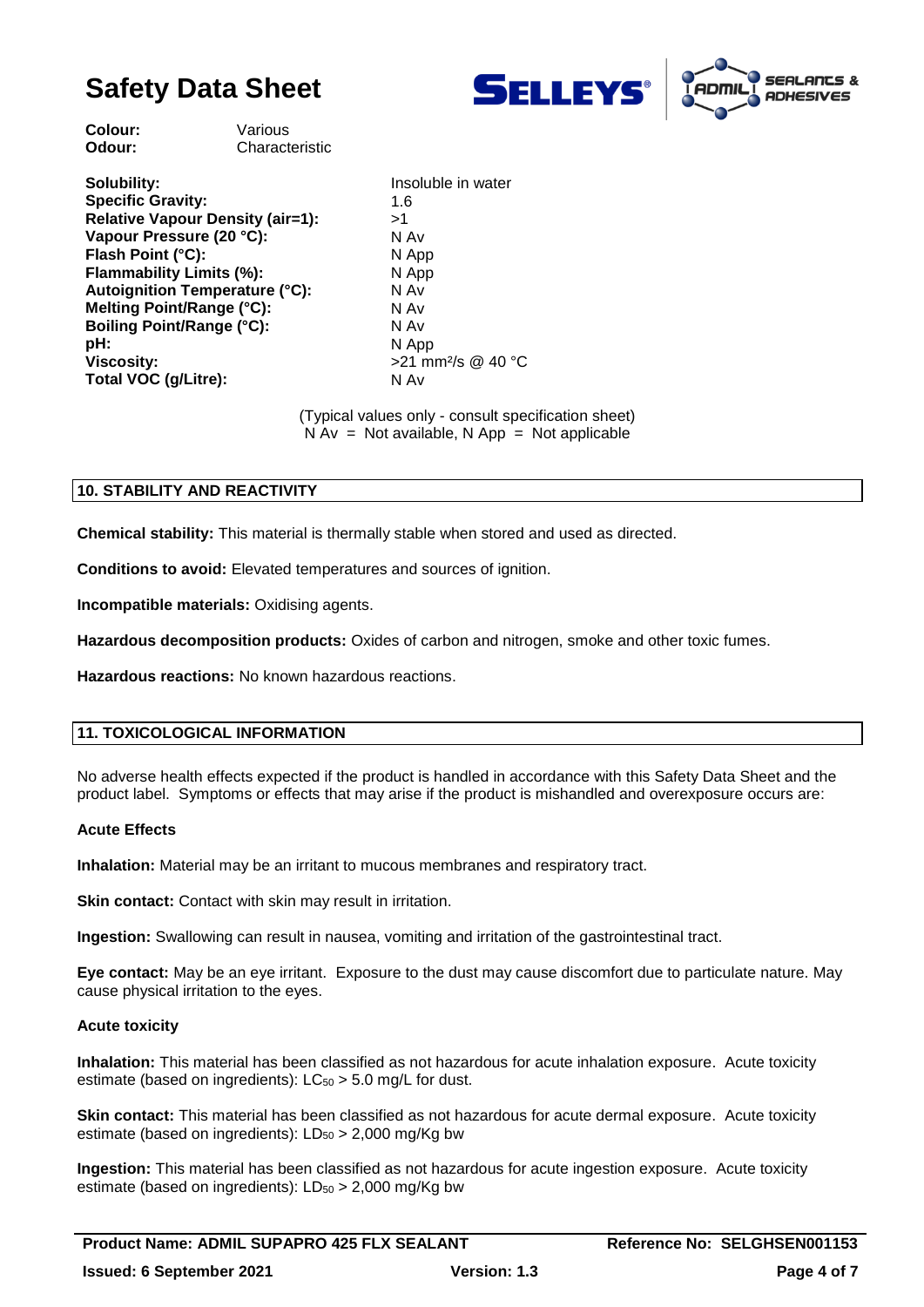| | |
|---|---|
| **Colour:** | Various |
| **Odour:** | Characteristic |

| | |
|---|---|
| **Solubility:** | Insoluble in water |
| **Specific Gravity:** | 1.6 |
| **Relative Vapour Density (air=1):** | >1 |
| **Vapour Pressure (20 °C):** | N Av |
| **Flash Point (°C):** | N App |
| **Flammability Limits (%):** | N App |
| **Autoignition Temperature (°C):** | N Av |
| **Melting Point/Range (°C):** | N Av |
| **Boiling Point/Range (°C):** | N Av |
| **pH:** | N App |
| **Viscosity:** | >21 $mm^2/s$ @ 40 °C |
| **Total VOC (g/Litre):** | N Av |

(Typical values only - consult specification sheet)
N Av = Not available, N App = Not applicable

## 10. STABILITY AND REACTIVITY

**Chemical stability:** This material is thermally stable when stored and used as directed.

**Conditions to avoid:** Elevated temperatures and sources of ignition.

**Incompatible materials:** Oxidising agents.

**Hazardous decomposition products:** Oxides of carbon and nitrogen, smoke and other toxic fumes.

**Hazardous reactions:** No known hazardous reactions.

## 11. TOXICOLOGICAL INFORMATION

No adverse health effects expected if the product is handled in accordance with this Safety Data Sheet and the product label. Symptoms or effects that may arise if the product is mishandled and overexposure occurs are:

### Acute Effects

**Inhalation:** Material may be an irritant to mucous membranes and respiratory tract.

**Skin contact:** Contact with skin may result in irritation.

**Ingestion:** Swallowing can result in nausea, vomiting and irritation of the gastrointestinal tract.

**Eye contact:** May be an eye irritant. Exposure to the dust may cause discomfort due to particulate nature. May cause physical irritation to the eyes.

### Acute toxicity

**Inhalation:** This material has been classified as not hazardous for acute inhalation exposure. Acute toxicity estimate (based on ingredients): $LC_{50}$ > 5.0 mg/L for dust.

**Skin contact:** This material has been classified as not hazardous for acute dermal exposure. Acute toxicity estimate (based on ingredients): $LD_{50}$ > 2,000 mg/Kg bw

**Ingestion:** This material has been classified as not hazardous for acute ingestion exposure. Acute toxicity estimate (based on ingredients): $LD_{50}$ > 2,000 mg/Kg bw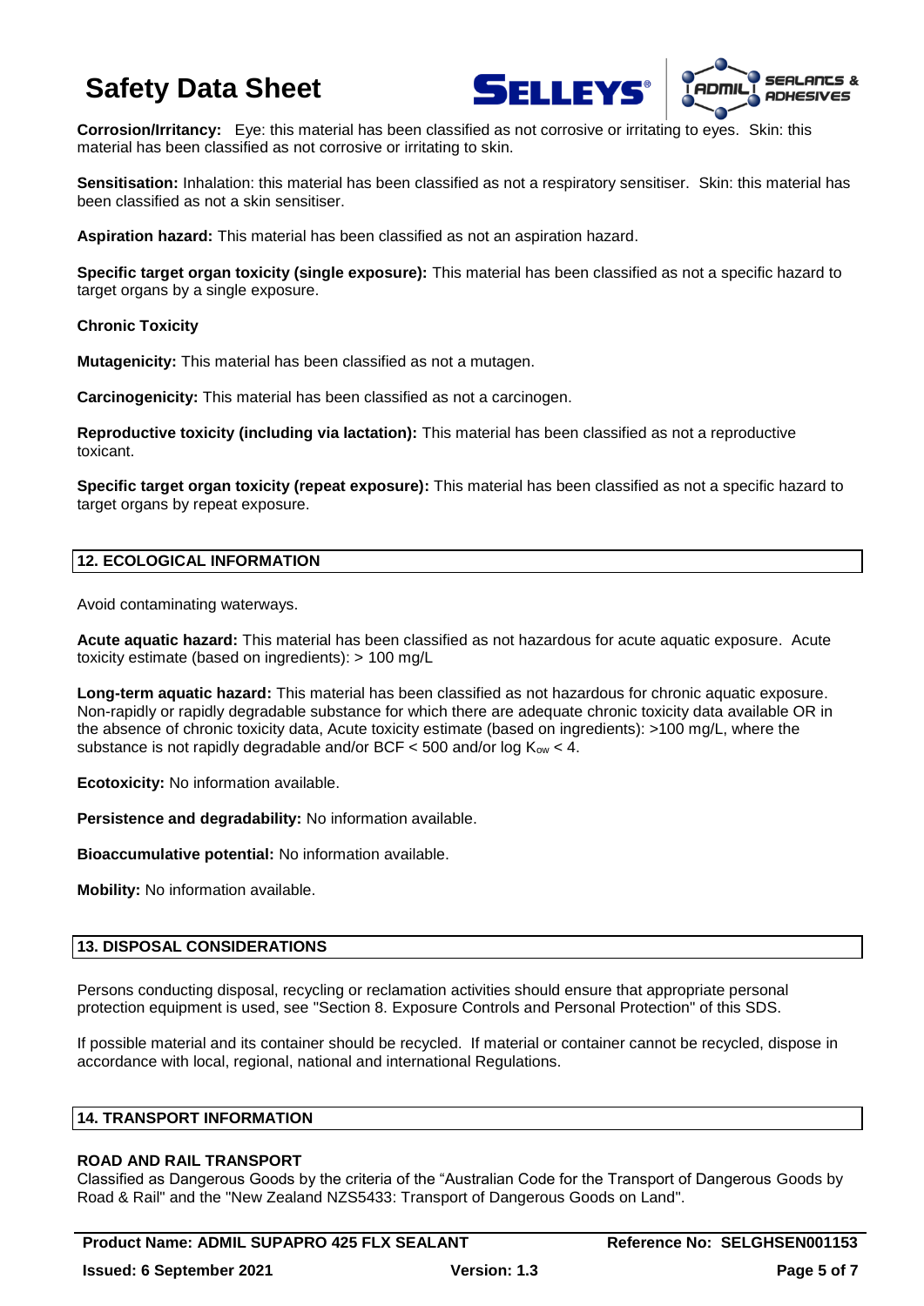**Corrosion/Irritancy:** Eye: this material has been classified as not corrosive or irritating to eyes. Skin: this material has been classified as not corrosive or irritating to skin.

**Sensitisation:** Inhalation: this material has been classified as not a respiratory sensitiser. Skin: this material has been classified as not a skin sensitiser.

**Aspiration hazard:** This material has been classified as not an aspiration hazard.

**Specific target organ toxicity (single exposure):** This material has been classified as not a specific hazard to target organs by a single exposure.

**Chronic Toxicity**

**Mutagenicity:** This material has been classified as not a mutagen.

**Carcinogenicity:** This material has been classified as not a carcinogen.

**Reproductive toxicity (including via lactation):** This material has been classified as not a reproductive toxicant.

**Specific target organ toxicity (repeat exposure):** This material has been classified as not a specific hazard to target organs by repeat exposure.

## 12. ECOLOGICAL INFORMATION

Avoid contaminating waterways.

**Acute aquatic hazard:** This material has been classified as not hazardous for acute aquatic exposure. Acute toxicity estimate (based on ingredients): > 100 mg/L

**Long-term aquatic hazard:** This material has been classified as not hazardous for chronic aquatic exposure. Non-rapidly or rapidly degradable substance for which there are adequate chronic toxicity data available OR in the absence of chronic toxicity data, Acute toxicity estimate (based on ingredients): >100 mg/L, where the substance is not rapidly degradable and/or BCF < 500 and/or log $K_{ow}$ < 4.

**Ecotoxicity:** No information available.

**Persistence and degradability:** No information available.

**Bioaccumulative potential:** No information available.

**Mobility:** No information available.

## 13. DISPOSAL CONSIDERATIONS

Persons conducting disposal, recycling or reclamation activities should ensure that appropriate personal protection equipment is used, see "Section 8. Exposure Controls and Personal Protection" of this SDS.

If possible material and its container should be recycled. If material or container cannot be recycled, dispose in accordance with local, regional, national and international Regulations.

## 14. TRANSPORT INFORMATION

**ROAD AND RAIL TRANSPORT**

Classified as Dangerous Goods by the criteria of the "Australian Code for the Transport of Dangerous Goods by Road & Rail" and the "New Zealand NZS5433: Transport of Dangerous Goods on Land".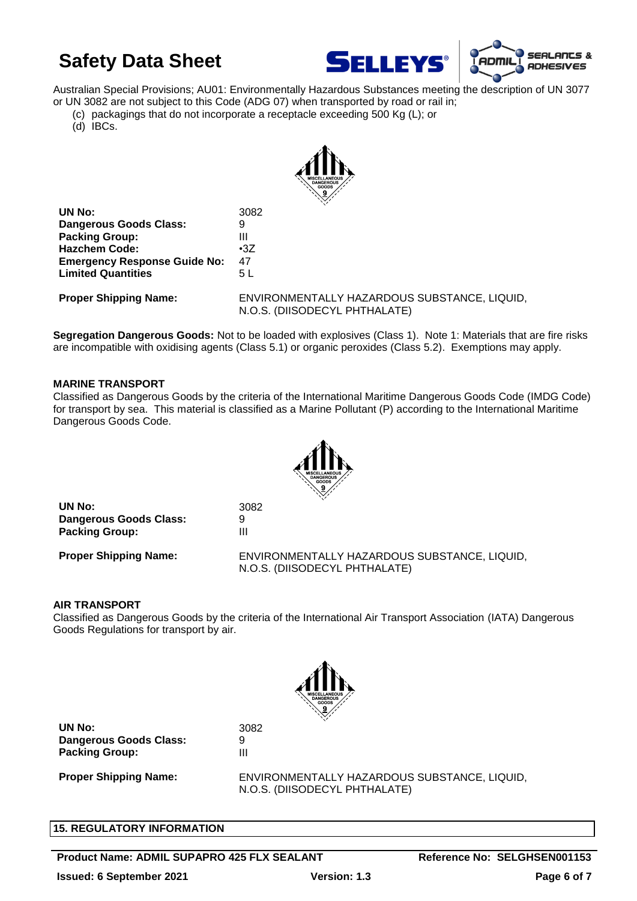Australian Special Provisions; AU01: Environmentally Hazardous Substances meeting the description of UN 3077 or UN 3082 are not subject to this Code (ADG 07) when transported by road or rail in;

(c) packagings that do not incorporate a receptacle exceeding 500 Kg (L); or
(d) IBCs.

| | |
|---|---|
| **UN No:** | 3082 |
| **Dangerous Goods Class:** | 9 |
| **Packing Group:** | III |
| **Hazchem Code:** | •3Z |
| **Emergency Response Guide No:** | 47 |
| **Limited Quantities** | 5 L |
| **Proper Shipping Name:** | ENVIRONMENTALLY HAZARDOUS SUBSTANCE, LIQUID, N.O.S. (DIISODECYL PHTHALATE) |

**Segregation Dangerous Goods:** Not to be loaded with explosives (Class 1). Note 1: Materials that are fire risks are incompatible with oxidising agents (Class 5.1) or organic peroxides (Class 5.2). Exemptions may apply.

**MARINE TRANSPORT**

Classified as Dangerous Goods by the criteria of the International Maritime Dangerous Goods Code (IMDG Code) for transport by sea. This material is classified as a Marine Pollutant (P) according to the International Maritime Dangerous Goods Code.

| | |
|---|---|
| **UN No:** | 3082 |
| **Dangerous Goods Class:** | 9 |
| **Packing Group:** | III |
| **Proper Shipping Name:** | ENVIRONMENTALLY HAZARDOUS SUBSTANCE, LIQUID, N.O.S. (DIISODECYL PHTHALATE) |

**AIR TRANSPORT**

Classified as Dangerous Goods by the criteria of the International Air Transport Association (IATA) Dangerous Goods Regulations for transport by air.

| | |
|---|---|
| **UN No:** | 3082 |
| **Dangerous Goods Class:** | 9 |
| **Packing Group:** | III |
| **Proper Shipping Name:** | ENVIRONMENTALLY HAZARDOUS SUBSTANCE, LIQUID, N.O.S. (DIISODECYL PHTHALATE) |

## 15. REGULATORY INFORMATION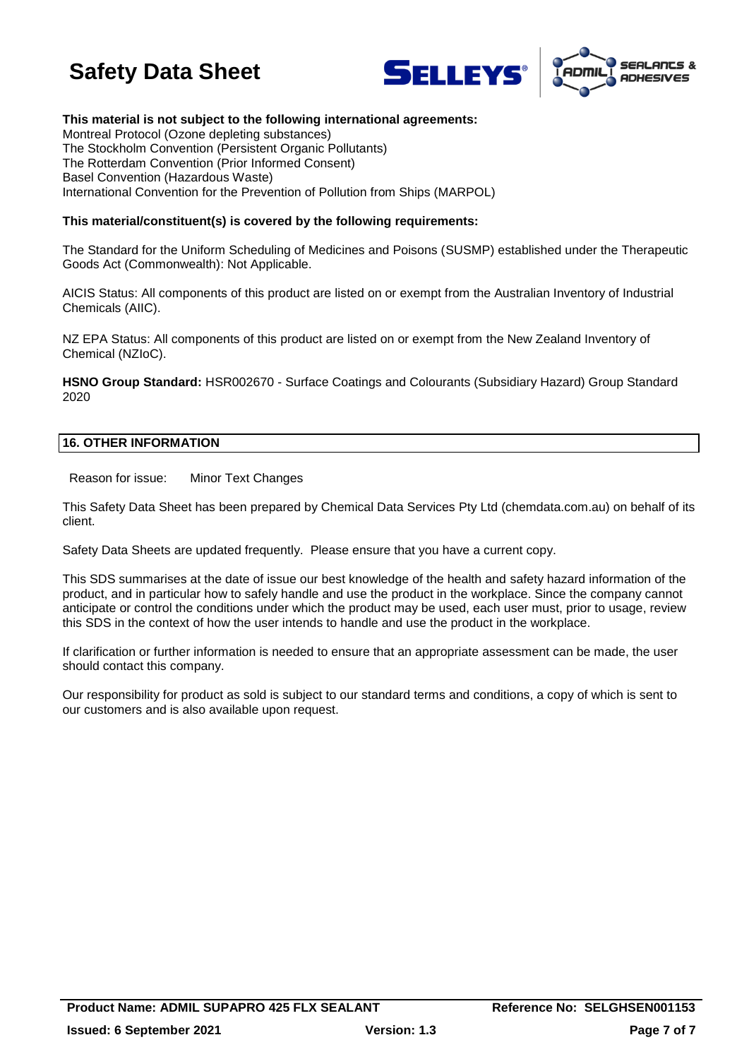**This material is not subject to the following international agreements:**
Montreal Protocol (Ozone depleting substances)
The Stockholm Convention (Persistent Organic Pollutants)
The Rotterdam Convention (Prior Informed Consent)
Basel Convention (Hazardous Waste)
International Convention for the Prevention of Pollution from Ships (MARPOL)

**This material/constituent(s) is covered by the following requirements:**

The Standard for the Uniform Scheduling of Medicines and Poisons (SUSMP) established under the Therapeutic Goods Act (Commonwealth): Not Applicable.

AICIS Status: All components of this product are listed on or exempt from the Australian Inventory of Industrial Chemicals (AIIC).

NZ EPA Status: All components of this product are listed on or exempt from the New Zealand Inventory of Chemical (NZIoC).

**HSNO Group Standard:** HSR002670 - Surface Coatings and Colourants (Subsidiary Hazard) Group Standard 2020

## 16. OTHER INFORMATION

Reason for issue: Minor Text Changes

This Safety Data Sheet has been prepared by Chemical Data Services Pty Ltd (chemdata.com.au) on behalf of its client.

Safety Data Sheets are updated frequently. Please ensure that you have a current copy.

This SDS summarises at the date of issue our best knowledge of the health and safety hazard information of the product, and in particular how to safely handle and use the product in the workplace. Since the company cannot anticipate or control the conditions under which the product may be used, each user must, prior to usage, review this SDS in the context of how the user intends to handle and use the product in the workplace.

If clarification or further information is needed to ensure that an appropriate assessment can be made, the user should contact this company.

Our responsibility for product as sold is subject to our standard terms and conditions, a copy of which is sent to our customers and is also available upon request.